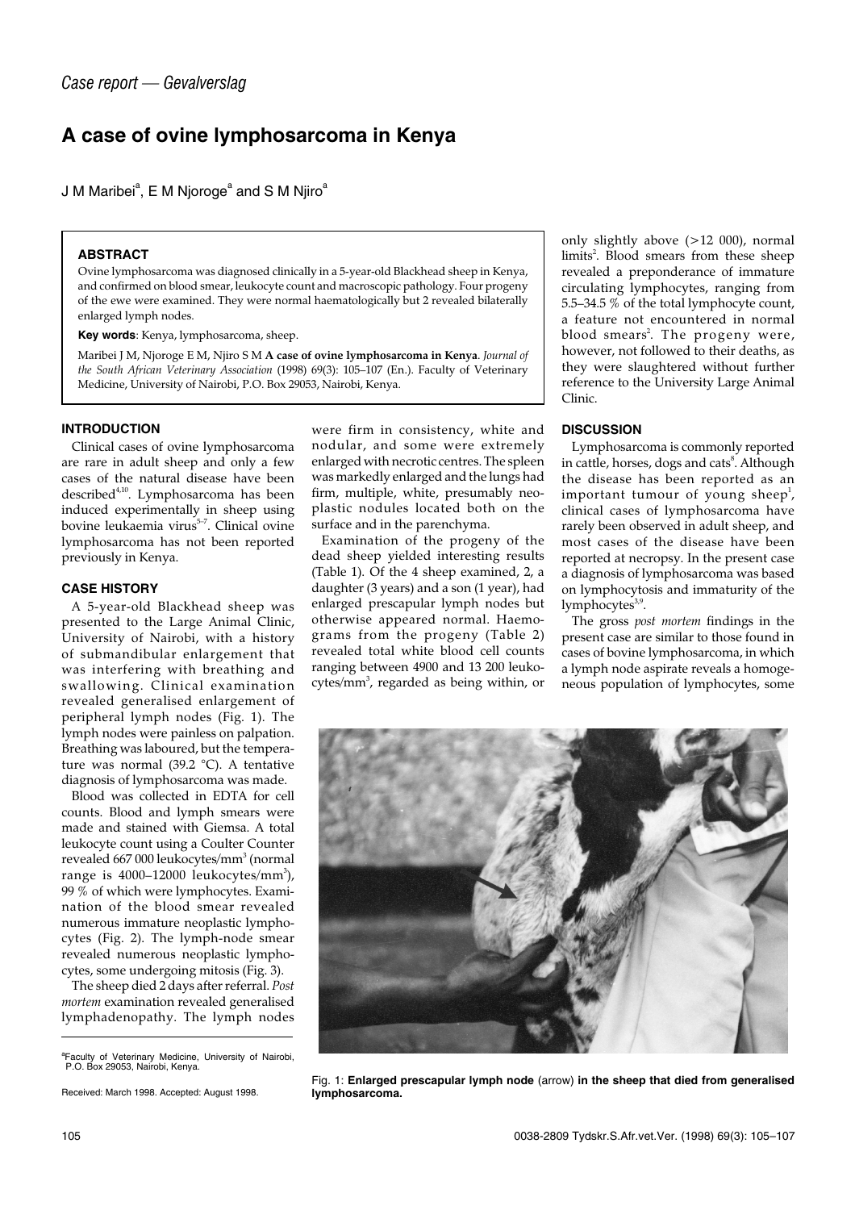*Case report — Gevalverslag*

# A case of ovine lymphosarcoma in Kenya

J M Maribei[a], E M Njoroge[a] and S M Njiro[a]

## ABSTRACT

Ovine lymphosarcoma was diagnosed clinically in a 5-year-old Blackhead sheep in Kenya, and confirmed on blood smear, leukocyte count and macroscopic pathology. Four progeny of the ewe were examined. They were normal haematologically but 2 revealed bilaterally enlarged lymph nodes.

**Key words**: Kenya, lymphosarcoma, sheep.

Maribei J M, Njoroge E M, Njiro S M **A case of ovine lymphosarcoma in Kenya**. *Journal of the South African Veterinary Association* (1998) 69(3): 105–107 (En.). Faculty of Veterinary Medicine, University of Nairobi, P.O. Box 29053, Nairobi, Kenya.

## INTRODUCTION

Clinical cases of ovine lymphosarcoma are rare in adult sheep and only a few cases of the natural disease have been described[4,10]. Lymphosarcoma has been induced experimentally in sheep using bovine leukaemia virus[5–7]. Clinical ovine lymphosarcoma has not been reported previously in Kenya.

## CASE HISTORY

A 5-year-old Blackhead sheep was presented to the Large Animal Clinic, University of Nairobi, with a history of submandibular enlargement that was interfering with breathing and swallowing. Clinical examination revealed generalised enlargement of peripheral lymph nodes (Fig. 1). The lymph nodes were painless on palpation. Breathing was laboured, but the temperature was normal (39.2 °C). A tentative diagnosis of lymphosarcoma was made.

Blood was collected in EDTA for cell counts. Blood and lymph smears were made and stained with Giemsa. A total leukocyte count using a Coulter Counter revealed 667 000 leukocytes/mm$^3$ (normal range is 4000–12000 leukocytes/mm$^3$), 99 % of which were lymphocytes. Examination of the blood smear revealed numerous immature neoplastic lymphocytes (Fig. 2). The lymph-node smear revealed numerous neoplastic lymphocytes, some undergoing mitosis (Fig. 3).

The sheep died 2 days after referral. *Post mortem* examination revealed generalised lymphadenopathy. The lymph nodes were firm in consistency, white and nodular, and some were extremely enlarged with necrotic centres. The spleen was markedly enlarged and the lungs had firm, multiple, white, presumably neoplastic nodules located both on the surface and in the parenchyma.

Examination of the progeny of the dead sheep yielded interesting results (Table 1). Of the 4 sheep examined, 2, a daughter (3 years) and a son (1 year), had enlarged prescapular lymph nodes but otherwise appeared normal. Haemograms from the progeny (Table 2) revealed total white blood cell counts ranging between 4900 and 13 200 leukocytes/mm$^3$, regarded as being within, or only slightly above (>12 000), normal limits[2]. Blood smears from these sheep revealed a preponderance of immature circulating lymphocytes, ranging from 5.5–34.5 % of the total lymphocyte count, a feature not encountered in normal blood smears[2]. The progeny were, however, not followed to their deaths, as they were slaughtered without further reference to the University Large Animal Clinic.

## DISCUSSION

Lymphosarcoma is commonly reported in cattle, horses, dogs and cats[8]. Although the disease has been reported as an important tumour of young sheep[1], clinical cases of lymphosarcoma have rarely been observed in adult sheep, and most cases of the disease have been reported at necropsy. In the present case a diagnosis of lymphosarcoma was based on lymphocytosis and immaturity of the lymphocytes[3,9].

The gross *post mortem* findings in the present case are similar to those found in cases of bovine lymphosarcoma, in which a lymph node aspirate reveals a homogeneous population of lymphocytes, some

Fig. 1: **Enlarged prescapular lymph node** (arrow) **in the sheep that died from generalised lymphosarcoma.**

[a]Faculty of Veterinary Medicine, University of Nairobi, P.O. Box 29053, Nairobi, Kenya.

Received: March 1998. Accepted: August 1998.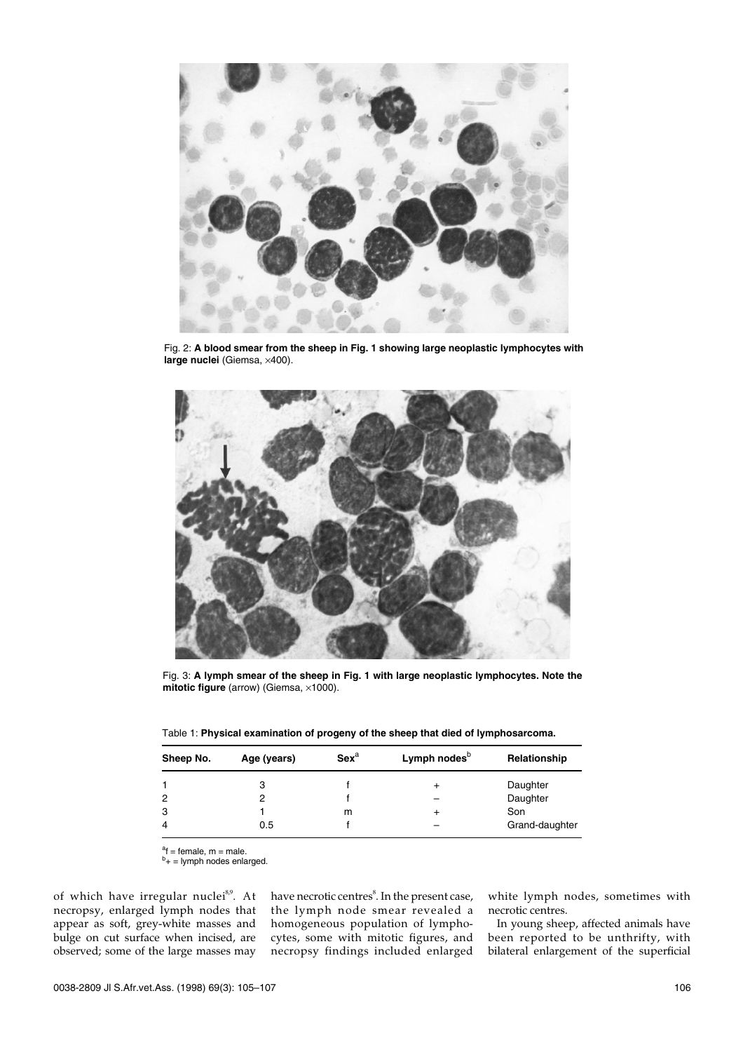Fig. 2: **A blood smear from the sheep in Fig. 1 showing large neoplastic lymphocytes with large nuclei** (Giemsa, ×400).

Fig. 3: **A lymph smear of the sheep in Fig. 1 with large neoplastic lymphocytes. Note the mitotic figure** (arrow) (Giemsa, ×1000).

Table 1: **Physical examination of progeny of the sheep that died of lymphosarcoma.**

| Sheep No. | Age (years) | Sex[a] | Lymph nodes[b] | Relationship |
|---|---|---|---|---|
| 1 | 3 | f | + | Daughter |
| 2 | 2 | f | – | Daughter |
| 3 | 1 | m | + | Son |
| 4 | 0.5 | f | – | Grand-daughter |

[a]f = female, m = male.
[b]+ = lymph nodes enlarged.

of which have irregular nuclei[8,9]. At necropsy, enlarged lymph nodes that appear as soft, grey-white masses and bulge on cut surface when incised, are observed; some of the large masses may have necrotic centres[8]. In the present case, the lymph node smear revealed a homogeneous population of lymphocytes, some with mitotic figures, and necropsy findings included enlarged white lymph nodes, sometimes with necrotic centres.

In young sheep, affected animals have been reported to be unthrifty, with bilateral enlargement of the superficial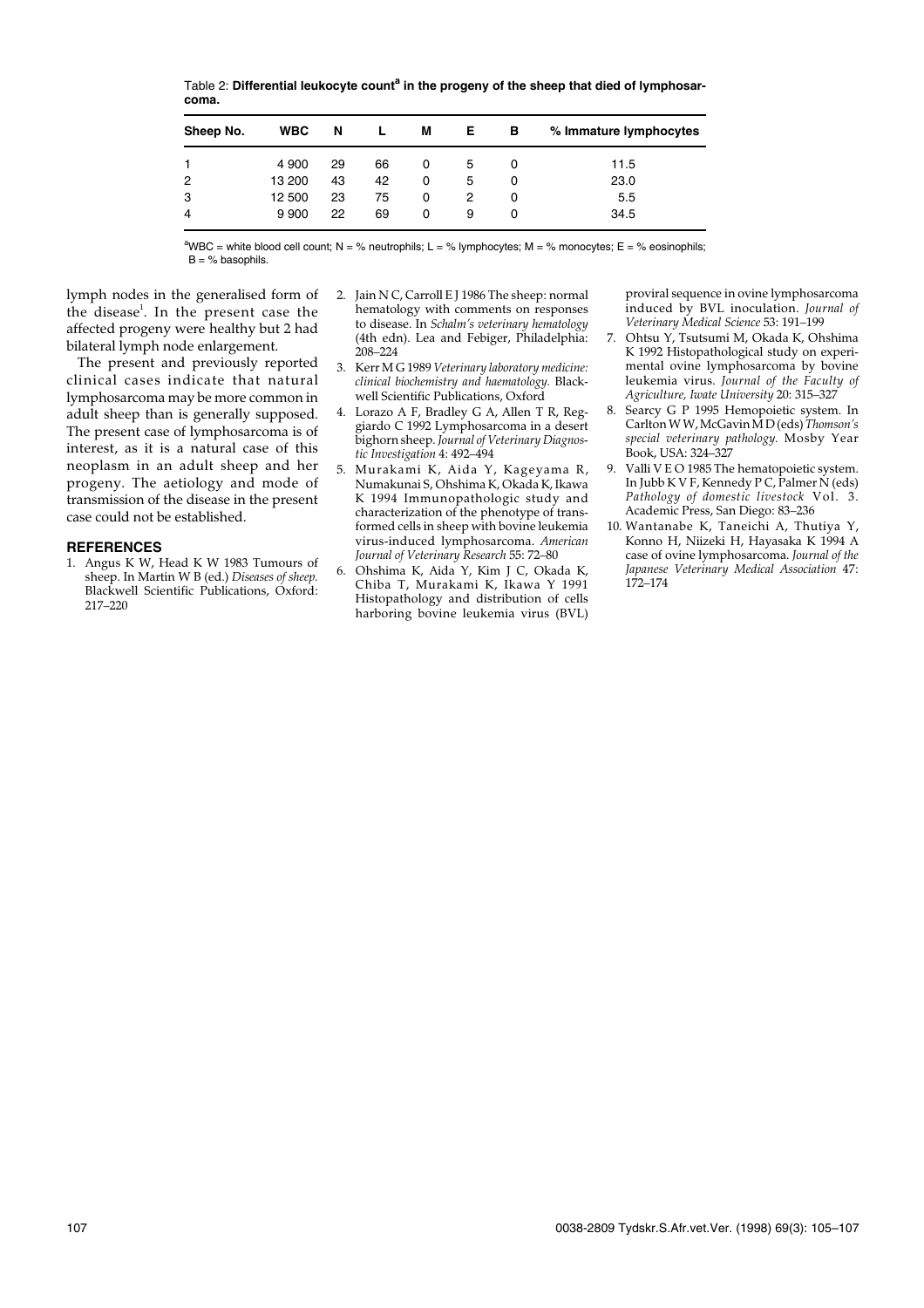Table 2: **Differential leukocyte count[a] in the progeny of the sheep that died of lymphosarcoma.**

| Sheep No. | WBC | N | L | M | E | B | % Immature lymphocytes |
|---|---|---|---|---|---|---|---|
| 1 | 4 900 | 29 | 66 | 0 | 5 | 0 | 11.5 |
| 2 | 13 200 | 43 | 42 | 0 | 5 | 0 | 23.0 |
| 3 | 12 500 | 23 | 75 | 0 | 2 | 0 | 5.5 |
| 4 | 9 900 | 22 | 69 | 0 | 9 | 0 | 34.5 |

[a]WBC = white blood cell count; N = % neutrophils; L = % lymphocytes; M = % monocytes; E = % eosinophils; B = % basophils.

lymph nodes in the generalised form of the disease[1]. In the present case the affected progeny were healthy but 2 had bilateral lymph node enlargement.

The present and previously reported clinical cases indicate that natural lymphosarcoma may be more common in adult sheep than is generally supposed. The present case of lymphosarcoma is of interest, as it is a natural case of this neoplasm in an adult sheep and her progeny. The aetiology and mode of transmission of the disease in the present case could not be established.

## REFERENCES

1. Angus K W, Head K W 1983 Tumours of sheep. In Martin W B (ed.) *Diseases of sheep.* Blackwell Scientific Publications, Oxford: 217–220
2. Jain N C, Carroll E J 1986 The sheep: normal hematology with comments on responses to disease. In *Schalm's veterinary hematology* (4th edn). Lea and Febiger, Philadelphia: 208–224
3. Kerr M G 1989 *Veterinary laboratory medicine: clinical biochemistry and haematology.* Blackwell Scientific Publications, Oxford
4. Lorazo A F, Bradley G A, Allen T R, Reggiardo C 1992 Lymphosarcoma in a desert bighorn sheep. *Journal of Veterinary Diagnostic Investigation* 4: 492–494
5. Murakami K, Aida Y, Kageyama R, Numakunai S, Ohshima K, Okada K, Ikawa K 1994 Immunopathologic study and characterization of the phenotype of transformed cells in sheep with bovine leukemia virus-induced lymphosarcoma. *American Journal of Veterinary Research* 55: 72–80
6. Ohshima K, Aida Y, Kim J C, Okada K, Chiba T, Murakami K, Ikawa Y 1991 Histopathology and distribution of cells harboring bovine leukemia virus (BVL) proviral sequence in ovine lymphosarcoma induced by BVL inoculation. *Journal of Veterinary Medical Science* 53: 191–199
7. Ohtsu Y, Tsutsumi M, Okada K, Ohshima K 1992 Histopathological study on experimental ovine lymphosarcoma by bovine leukemia virus. *Journal of the Faculty of Agriculture, Iwate University* 20: 315–327
8. Searcy G P 1995 Hemopoietic system. In Carlton W W, McGavin M D (eds) *Thomson's special veterinary pathology.* Mosby Year Book, USA: 324–327
9. Valli V E O 1985 The hematopoietic system. In Jubb K V F, Kennedy P C, Palmer N (eds) *Pathology of domestic livestock* Vol. 3. Academic Press, San Diego: 83–236
10. Wantanabe K, Taneichi A, Thutiya Y, Konno H, Niizeki H, Hayasaka K 1994 A case of ovine lymphosarcoma. *Journal of the Japanese Veterinary Medical Association* 47: 172–174